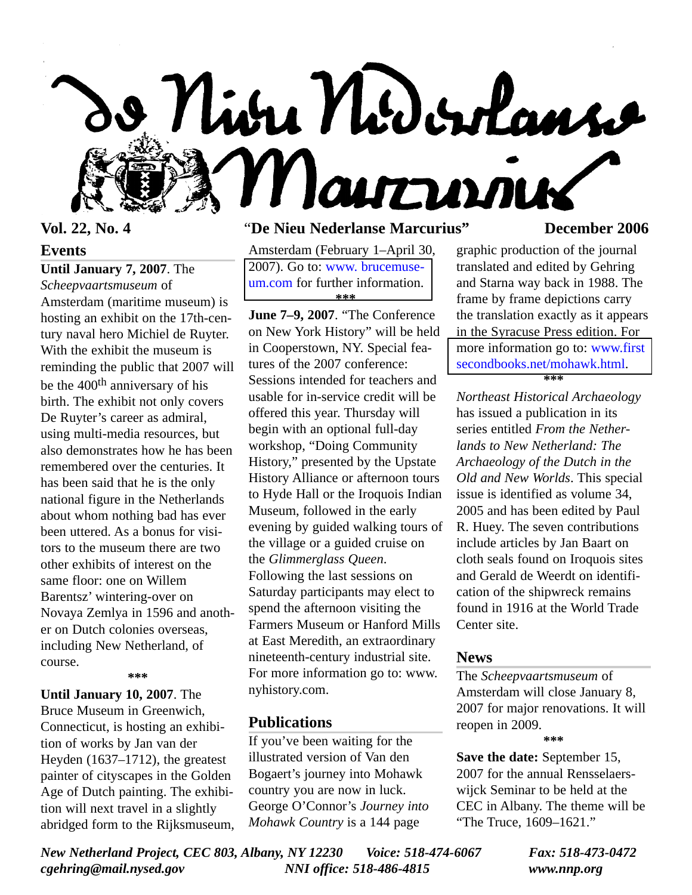# De Nieu Nederlanse Marcurius

**Vol. 22, No. 4** "**De Nieu Nederlanse Marcurius**" **December 2006**

## Events

**Until January 7, 2007**. The *Scheepvaartsmuseum* of Amsterdam (maritime museum) is hosting an exhibit on the 17th-century naval hero Michiel de Ruyter. With the exhibit the museum is reminding the public that 2007 will be the 400th anniversary of his birth. The exhibit not only covers De Ruyter's career as admiral, using multi-media resources, but also demonstrates how he has been remembered over the centuries. It has been said that he is the only national figure in the Netherlands about whom nothing bad has ever been uttered. As a bonus for visitors to the museum there are two other exhibits of interest on the same floor: one on Willem Barentsz' wintering-over on Novaya Zemlya in 1596 and another on Dutch colonies overseas, including New Netherland, of course.

\*\*\*

**Until January 10, 2007**. The Bruce Museum in Greenwich, Connecticut, is hosting an exhibition of works by Jan van der Heyden (1637–1712), the greatest painter of cityscapes in the Golden Age of Dutch painting. The exhibition will next travel in a slightly abridged form to the Rijksmuseum, Amsterdam (February 1–April 30, 2007). Go to: www.brucemuseum.com for further information.

\*\*\*

**June 7–9, 2007**. "The Conference on New York History" will be held in Cooperstown, NY. Special features of the 2007 conference: Sessions intended for teachers and usable for in-service credit will be offered this year. Thursday will begin with an optional full-day workshop, "Doing Community History," presented by the Upstate History Alliance or afternoon tours to Hyde Hall or the Iroquois Indian Museum, followed in the early evening by guided walking tours of the village or a guided cruise on the *Glimmerglass Queen*. Following the last sessions on Saturday participants may elect to spend the afternoon visiting the Farmers Museum or Hanford Mills at East Meredith, an extraordinary nineteenth-century industrial site. For more information go to: www.nyhistory.com.

## Publications

If you've been waiting for the illustrated version of Van den Bogaert's journey into Mohawk country you are now in luck. George O'Connor's *Journey into Mohawk Country* is a 144 page graphic production of the journal translated and edited by Gehring and Starna way back in 1988. The frame by frame depictions carry the translation exactly as it appears in the Syracuse Press edition. For more information go to: www.firstsecondbooks.net/mohawk.html.

\*\*\*

*Northeast Historical Archaeology* has issued a publication in its series entitled *From the Netherlands to New Netherland: The Archaeology of the Dutch in the Old and New Worlds*. This special issue is identified as volume 34, 2005 and has been edited by Paul R. Huey. The seven contributions include articles by Jan Baart on cloth seals found on Iroquois sites and Gerald de Weerdt on identification of the shipwreck remains found in 1916 at the World Trade Center site.

## News

The *Scheepvaartsmuseum* of Amsterdam will close January 8, 2007 for major renovations. It will reopen in 2009.

\*\*\*

**Save the date:** September 15, 2007 for the annual Rensselaerswijck Seminar to be held at the CEC in Albany. The theme will be "The Truce, 1609–1621."

*New Netherland Project, CEC 803, Albany, NY 12230 Voice: 518-474-6067 Fax: 518-473-0472*
*cgehring@mail.nysed.gov NNI office: 518-486-4815 www.nnp.org*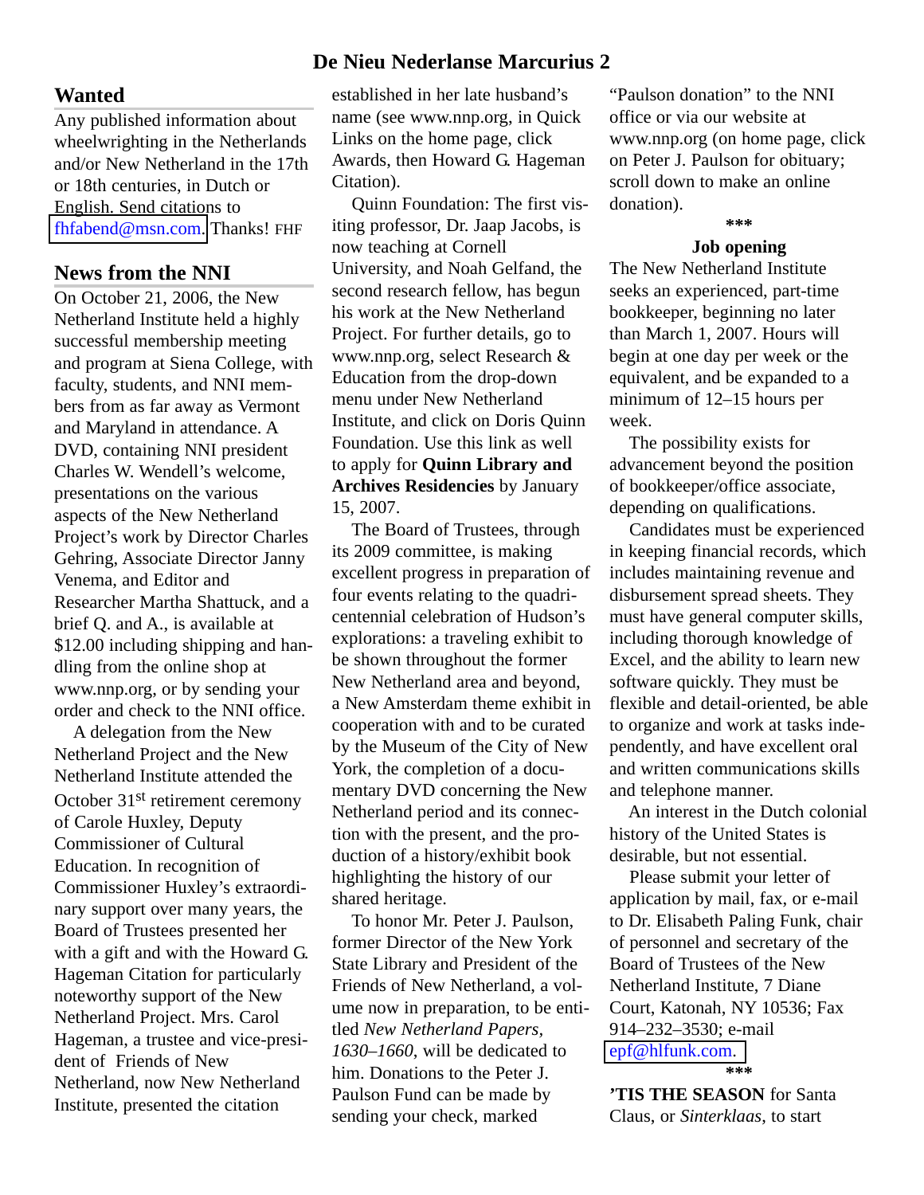## Wanted

Any published information about wheelwrighting in the Netherlands and/or New Netherland in the 17th or 18th centuries, in Dutch or English. Send citations to fhfabend@msn.com. Thanks! FHF

## News from the NNI

On October 21, 2006, the New Netherland Institute held a highly successful membership meeting and program at Siena College, with faculty, students, and NNI members from as far away as Vermont and Maryland in attendance. A DVD, containing NNI president Charles W. Wendell's welcome, presentations on the various aspects of the New Netherland Project's work by Director Charles Gehring, Associate Director Janny Venema, and Editor and Researcher Martha Shattuck, and a brief Q. and A., is available at $12.00 including shipping and handling from the online shop at www.nnp.org, or by sending your order and check to the NNI office.

A delegation from the New Netherland Project and the New Netherland Institute attended the October 31st retirement ceremony of Carole Huxley, Deputy Commissioner of Cultural Education. In recognition of Commissioner Huxley's extraordinary support over many years, the Board of Trustees presented her with a gift and with the Howard G. Hageman Citation for particularly noteworthy support of the New Netherland Project. Mrs. Carol Hageman, a trustee and vice-president of Friends of New Netherland, now New Netherland Institute, presented the citation established in her late husband's name (see www.nnp.org, in Quick Links on the home page, click Awards, then Howard G. Hageman Citation).

Quinn Foundation: The first visiting professor, Dr. Jaap Jacobs, is now teaching at Cornell University, and Noah Gelfand, the second research fellow, has begun his work at the New Netherland Project. For further details, go to www.nnp.org, select Research & Education from the drop-down menu under New Netherland Institute, and click on Doris Quinn Foundation. Use this link as well to apply for **Quinn Library and Archives Residencies** by January 15, 2007.

The Board of Trustees, through its 2009 committee, is making excellent progress in preparation of four events relating to the quadricentennial celebration of Hudson's explorations: a traveling exhibit to be shown throughout the former New Netherland area and beyond, a New Amsterdam theme exhibit in cooperation with and to be curated by the Museum of the City of New York, the completion of a documentary DVD concerning the New Netherland period and its connection with the present, and the production of a history/exhibit book highlighting the history of our shared heritage.

To honor Mr. Peter J. Paulson, former Director of the New York State Library and President of the Friends of New Netherland, a volume now in preparation, to be entitled *New Netherland Papers, 1630–1660*, will be dedicated to him. Donations to the Peter J. Paulson Fund can be made by sending your check, marked "Paulson donation" to the NNI office or via our website at www.nnp.org (on home page, click on Peter J. Paulson for obituary; scroll down to make an online donation).

\*\*\*

**Job opening**

The New Netherland Institute seeks an experienced, part-time bookkeeper, beginning no later than March 1, 2007. Hours will begin at one day per week or the equivalent, and be expanded to a minimum of 12–15 hours per week.

The possibility exists for advancement beyond the position of bookkeeper/office associate, depending on qualifications.

Candidates must be experienced in keeping financial records, which includes maintaining revenue and disbursement spread sheets. They must have general computer skills, including thorough knowledge of Excel, and the ability to learn new software quickly. They must be flexible and detail-oriented, be able to organize and work at tasks independently, and have excellent oral and written communications skills and telephone manner.

An interest in the Dutch colonial history of the United States is desirable, but not essential.

Please submit your letter of application by mail, fax, or e-mail to Dr. Elisabeth Paling Funk, chair of personnel and secretary of the Board of Trustees of the New Netherland Institute, 7 Diane Court, Katonah, NY 10536; Fax 914–232–3530; e-mail epf@hlfunk.com.

\*\*\*

**'TIS THE SEASON** for Santa Claus, or *Sinterklaas*, to start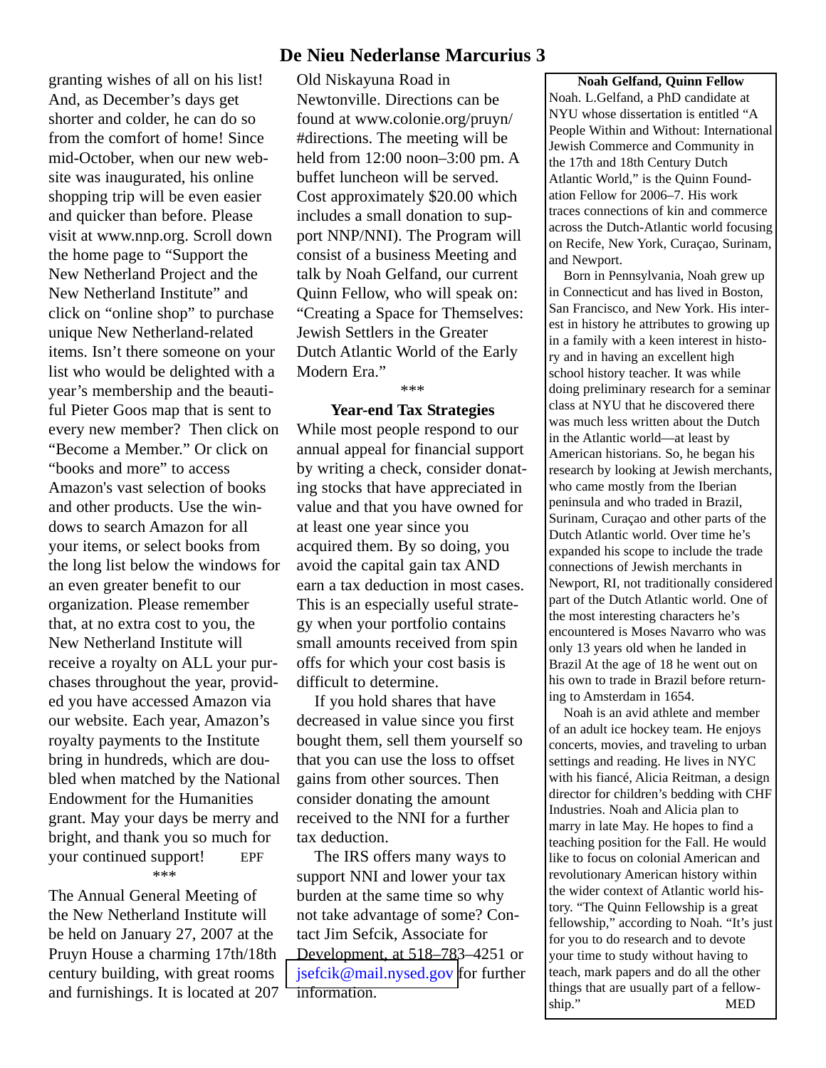granting wishes of all on his list! And, as December's days get shorter and colder, he can do so from the comfort of home! Since mid-October, when our new website was inaugurated, his online shopping trip will be even easier and quicker than before. Please visit at www.nnp.org. Scroll down the home page to "Support the New Netherland Project and the New Netherland Institute" and click on "online shop" to purchase unique New Netherland-related items. Isn't there someone on your list who would be delighted with a year's membership and the beautiful Pieter Goos map that is sent to every new member? Then click on "Become a Member." Or click on "books and more" to access Amazon's vast selection of books and other products. Use the windows to search Amazon for all your items, or select books from the long list below the windows for an even greater benefit to our organization. Please remember that, at no extra cost to you, the New Netherland Institute will receive a royalty on ALL your purchases throughout the year, provided you have accessed Amazon via our website. Each year, Amazon's royalty payments to the Institute bring in hundreds, which are doubled when matched by the National Endowment for the Humanities grant. May your days be merry and bright, and thank you so much for your continued support! EPF

***

The Annual General Meeting of the New Netherland Institute will be held on January 27, 2007 at the Pruyn House a charming 17th/18th century building, with great rooms and furnishings. It is located at 207 Old Niskayuna Road in Newtonville. Directions can be found at www.colonie.org/pruyn/#directions. The meeting will be held from 12:00 noon–3:00 pm. A buffet luncheon will be served. Cost approximately $20.00 which includes a small donation to support NNP/NNI). The Program will consist of a business Meeting and talk by Noah Gelfand, our current Quinn Fellow, who will speak on: "Creating a Space for Themselves: Jewish Settlers in the Greater Dutch Atlantic World of the Early Modern Era."

***

### Year-end Tax Strategies

While most people respond to our annual appeal for financial support by writing a check, consider donating stocks that have appreciated in value and that you have owned for at least one year since you acquired them. By so doing, you avoid the capital gain tax AND earn a tax deduction in most cases. This is an especially useful strategy when your portfolio contains small amounts received from spin offs for which your cost basis is difficult to determine.

If you hold shares that have decreased in value since you first bought them, sell them yourself so that you can use the loss to offset gains from other sources. Then consider donating the amount received to the NNI for a further tax deduction.

The IRS offers many ways to support NNI and lower your tax burden at the same time so why not take advantage of some? Contact Jim Sefcik, Associate for Development, at 518–783–4251 or jsefcik@mail.nysed.gov for further information.

### Noah Gelfand, Quinn Fellow

Noah. L.Gelfand, a PhD candidate at NYU whose dissertation is entitled "A People Within and Without: International Jewish Commerce and Community in the 17th and 18th Century Dutch Atlantic World," is the Quinn Foundation Fellow for 2006–7. His work traces connections of kin and commerce across the Dutch-Atlantic world focusing on Recife, New York, Curaçao, Surinam, and Newport.

Born in Pennsylvania, Noah grew up in Connecticut and has lived in Boston, San Francisco, and New York. His interest in history he attributes to growing up in a family with a keen interest in history and in having an excellent high school history teacher. It was while doing preliminary research for a seminar class at NYU that he discovered there was much less written about the Dutch in the Atlantic world—at least by American historians. So, he began his research by looking at Jewish merchants, who came mostly from the Iberian peninsula and who traded in Brazil, Surinam, Curaçao and other parts of the Dutch Atlantic world. Over time he's expanded his scope to include the trade connections of Jewish merchants in Newport, RI, not traditionally considered part of the Dutch Atlantic world. One of the most interesting characters he's encountered is Moses Navarro who was only 13 years old when he landed in Brazil At the age of 18 he went out on his own to trade in Brazil before returning to Amsterdam in 1654.

Noah is an avid athlete and member of an adult ice hockey team. He enjoys concerts, movies, and traveling to urban settings and reading. He lives in NYC with his fiancé, Alicia Reitman, a design director for children's bedding with CHF Industries. Noah and Alicia plan to marry in late May. He hopes to find a teaching position for the Fall. He would like to focus on colonial American and revolutionary American history within the wider context of Atlantic world history. "The Quinn Fellowship is a great fellowship," according to Noah. "It's just for you to do research and to devote your time to study without having to teach, mark papers and do all the other things that are usually part of a fellowship." MED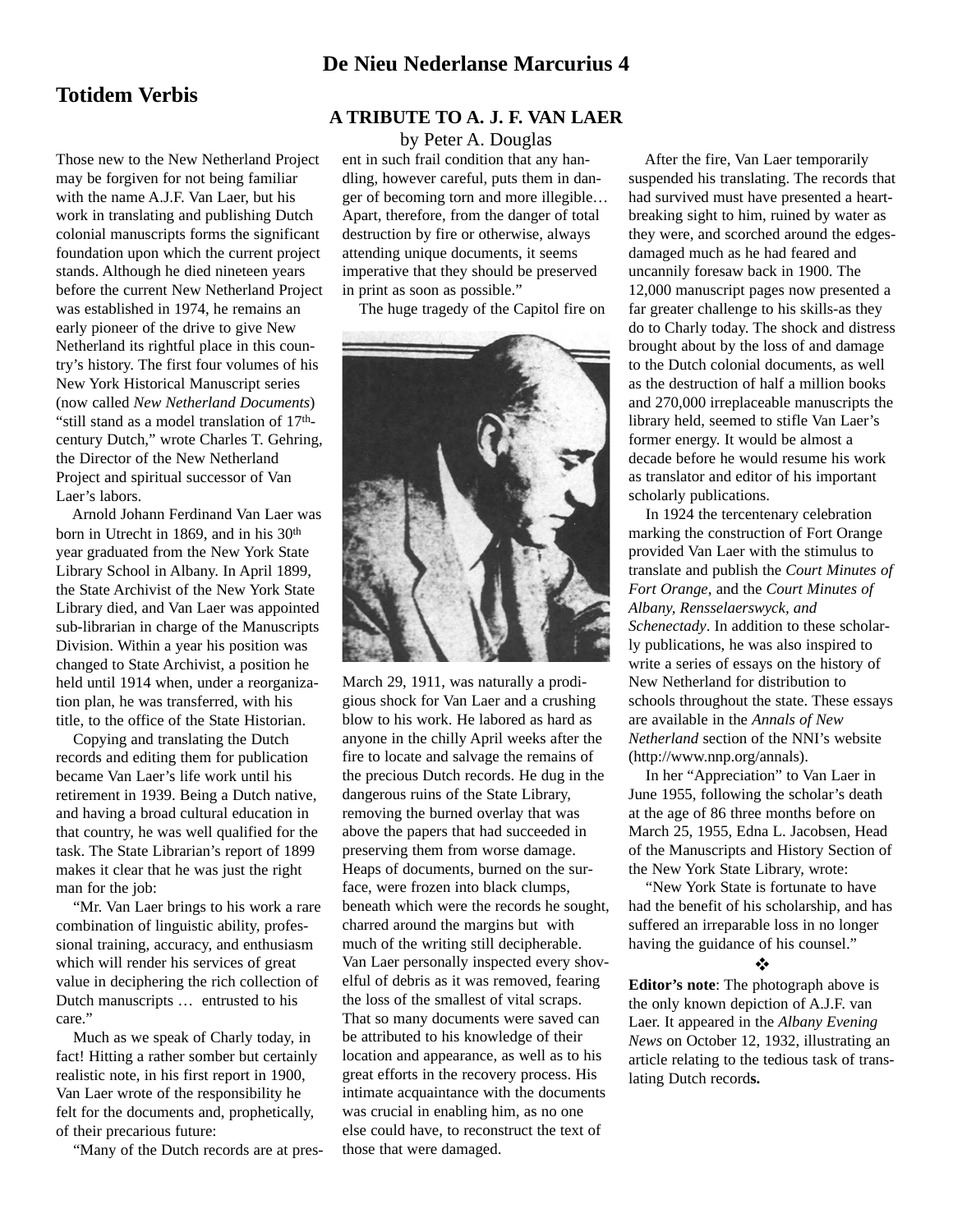## Totidem Verbis

### A TRIBUTE TO A. J. F. VAN LAER

by Peter A. Douglas

Those new to the New Netherland Project may be forgiven for not being familiar with the name A.J.F. Van Laer, but his work in translating and publishing Dutch colonial manuscripts forms the significant foundation upon which the current project stands. Although he died nineteen years before the current New Netherland Project was established in 1974, he remains an early pioneer of the drive to give New Netherland its rightful place in this country's history. The first four volumes of his New York Historical Manuscript series (now called *New Netherland Documents*) "still stand as a model translation of 17th-century Dutch," wrote Charles T. Gehring, the Director of the New Netherland Project and spiritual successor of Van Laer's labors.

Arnold Johann Ferdinand Van Laer was born in Utrecht in 1869, and in his 30th year graduated from the New York State Library School in Albany. In April 1899, the State Archivist of the New York State Library died, and Van Laer was appointed sub-librarian in charge of the Manuscripts Division. Within a year his position was changed to State Archivist, a position he held until 1914 when, under a reorganization plan, he was transferred, with his title, to the office of the State Historian.

Copying and translating the Dutch records and editing them for publication became Van Laer's life work until his retirement in 1939. Being a Dutch native, and having a broad cultural education in that country, he was well qualified for the task. The State Librarian's report of 1899 makes it clear that he was just the right man for the job:

"Mr. Van Laer brings to his work a rare combination of linguistic ability, professional training, accuracy, and enthusiasm which will render his services of great value in deciphering the rich collection of Dutch manuscripts … entrusted to his care."

Much as we speak of Charly today, in fact! Hitting a rather somber but certainly realistic note, in his first report in 1900, Van Laer wrote of the responsibility he felt for the documents and, prophetically, of their precarious future:

"Many of the Dutch records are at present in such frail condition that any handling, however careful, puts them in danger of becoming torn and more illegible… Apart, therefore, from the danger of total destruction by fire or otherwise, always attending unique documents, it seems imperative that they should be preserved in print as soon as possible."

The huge tragedy of the Capitol fire on March 29, 1911, was naturally a prodigious shock for Van Laer and a crushing blow to his work. He labored as hard as anyone in the chilly April weeks after the fire to locate and salvage the remains of the precious Dutch records. He dug in the dangerous ruins of the State Library, removing the burned overlay that was above the papers that had succeeded in preserving them from worse damage. Heaps of documents, burned on the surface, were frozen into black clumps, beneath which were the records he sought, charred around the margins but with much of the writing still decipherable. Van Laer personally inspected every shovelful of debris as it was removed, fearing the loss of the smallest of vital scraps. That so many documents were saved can be attributed to his knowledge of their location and appearance, as well as to his great efforts in the recovery process. His intimate acquaintance with the documents was crucial in enabling him, as no one else could have, to reconstruct the text of those that were damaged.

After the fire, Van Laer temporarily suspended his translating. The records that had survived must have presented a heartbreaking sight to him, ruined by water as they were, and scorched around the edges-damaged much as he had feared and uncannily foresaw back in 1900. The 12,000 manuscript pages now presented a far greater challenge to his skills-as they do to Charly today. The shock and distress brought about by the loss of and damage to the Dutch colonial documents, as well as the destruction of half a million books and 270,000 irreplaceable manuscripts the library held, seemed to stifle Van Laer's former energy. It would be almost a decade before he would resume his work as translator and editor of his important scholarly publications.

In 1924 the tercentenary celebration marking the construction of Fort Orange provided Van Laer with the stimulus to translate and publish the *Court Minutes of Fort Orange*, and the *Court Minutes of Albany, Rensselaerswyck, and Schenectady*. In addition to these scholarly publications, he was also inspired to write a series of essays on the history of New Netherland for distribution to schools throughout the state. These essays are available in the *Annals of New Netherland* section of the NNI's website (http://www.nnp.org/annals).

In her "Appreciation" to Van Laer in June 1955, following the scholar's death at the age of 86 three months before on March 25, 1955, Edna L. Jacobsen, Head of the Manuscripts and History Section of the New York State Library, wrote:

"New York State is fortunate to have had the benefit of his scholarship, and has suffered an irreparable loss in no longer having the guidance of his counsel."

❖

**Editor's note**: The photograph above is the only known depiction of A.J.F. van Laer. It appeared in the *Albany Evening News* on October 12, 1932, illustrating an article relating to the tedious task of translating Dutch records.